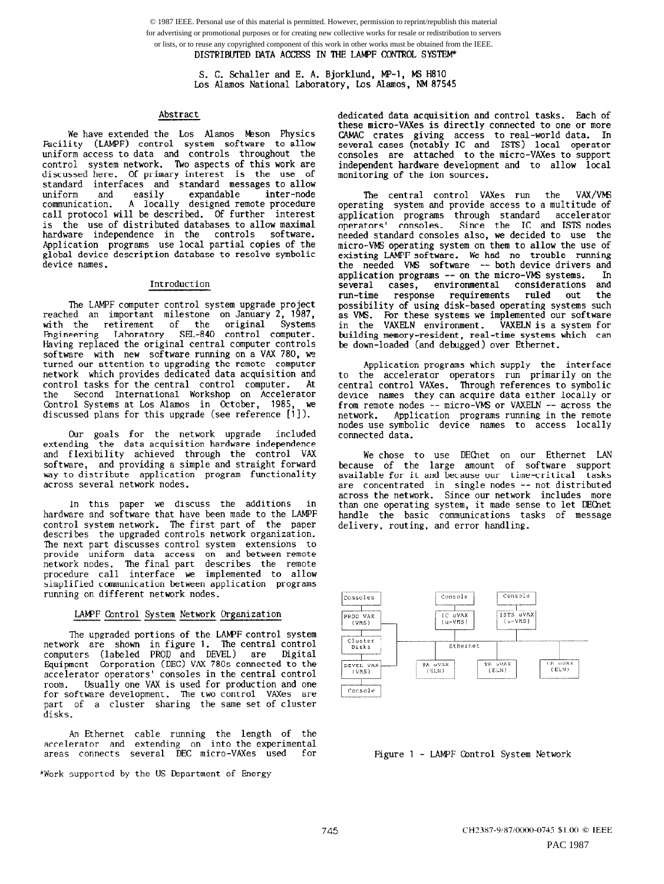© 1987 IEEE. Personal use of this material is permitted. However, permission to reprint/republish this material for advertising or promotional purposes or for creating new collective works for resale or redistribution to servers or lists, or to reuse any copyrighted component of this work in other works must be obtained from the IEEE.

# DISTRIBUTED DATA ACCESS IN THE LAMPF CONTROL SYSTEM*

S. C. Schaller and E. A. Bjorklund, MP-1, MS H810
Los Alamos National Laboratory, Los Alamos, NM 87545

## Abstract

We have extended the Los Alamos Meson Physics Facility (LAMPF) control system software to allow uniform access to data and controls throughout the control system network. Two aspects of this work are discussed here. Of primary interest is the use of standard interfaces and standard messages to allow uniform and easily expandable inter-node communication. A locally designed remote procedure call protocol will be described. Of further interest is the use of distributed databases to allow maximal hardware independence in the controls software. Application programs use local partial copies of the global device description database to resolve symbolic device names.

## Introduction

The LAMPF computer control system upgrade project reached an important milestone on January 2, 1987, with the retirement of the original Systems Engineering Laboratory SEL-840 control computer. Having replaced the original central computer controls software with new software running on a VAX 780, we turned our attention to upgrading the remote computer network which provides dedicated data acquisition and control tasks for the central control computer. At the Second International Workshop on Accelerator Control Systems at Los Alamos in October, 1985, we discussed plans for this upgrade (see reference [1]).

Our goals for the network upgrade included extending the data acquisition hardware independence and flexibility achieved through the control VAX software, and providing a simple and straight forward way to distribute application program functionality across several network nodes.

In this paper we discuss the additions in hardware and software that have been made to the LAMPF control system network. The first part of the paper describes the upgraded controls network organization. The next part discusses control system extensions to provide uniform data access on and between remote network nodes. The final part describes the remote procedure call interface we implemented to allow simplified communication between application programs running on different network nodes.

## LAMPF Control System Network Organization

The upgraded portions of the LAMPF control system network are shown in figure 1. The central control computers (labeled PROD and DEVEL) are Digital Equipment Corporation (DEC) VAX 780s connected to the accelerator operators' consoles in the central control room. Usually one VAX is used for production and one for software development. The two control VAXes are part of a cluster sharing the same set of cluster disks.

An Ethernet cable running the length of the accelerator and extending on into the experimental areas connects several DEC micro-VAXes used for dedicated data acquisition and control tasks. Each of these micro-VAXes is directly connected to one or more CAMAC crates giving access to real-world data. In several cases (notably IC and ISTS) local operator consoles are attached to the micro-VAXes to support independent hardware development and to allow local monitoring of the ion sources.

The central control VAXes run the VAX/VMS operating system and provide access to a multitude of application programs through standard accelerator operators' consoles. Since the IC and ISTS nodes needed standard consoles also, we decided to use the micro-VMS operating system on them to allow the use of existing LAMPF software. We had no trouble running the needed VMS software -- both device drivers and application programs -- on the micro-VMS systems. In several cases, environmental considerations and run-time response requirements ruled out the possibility of using disk-based operating systems such as VMS. For these systems we implemented our software in the VAXELN environment. VAXELN is a system for building memory-resident, real-time systems which can be down-loaded (and debugged) over Ethernet.

Application programs which supply the interface to the accelerator operators run primarily on the central control VAXes. Through references to symbolic device names they can acquire data either locally or from remote nodes -- micro-VMS or VAXELN -- across the network. Application programs running in the remote nodes use symbolic device names to access locally connected data.

We chose to use DECnet on our Ethernet LAN because of the large amount of software support available for it and because our time-critical tasks are concentrated in single nodes -- not distributed across the network. Since our network includes more than one operating system, it made sense to let DECnet handle the basic communications tasks of message delivery, routing, and error handling.

Consoles | PROD VAX (VMS) | Cluster Disks | DEVEL VAX (VMS) | Console | Console | IC uVAX (u-VMS) | Console | ISTS uVAX (u-VMS) | Ethernet | TA uVAX (ELN) | TB uVAX (ELN) | LB uVAX (ELN)

Figure 1 - LAMPF Control System Network

*Work supported by the US Department of Energy

CH2387-9/87/0000-0745 $1.00 © IEEE

PAC 1987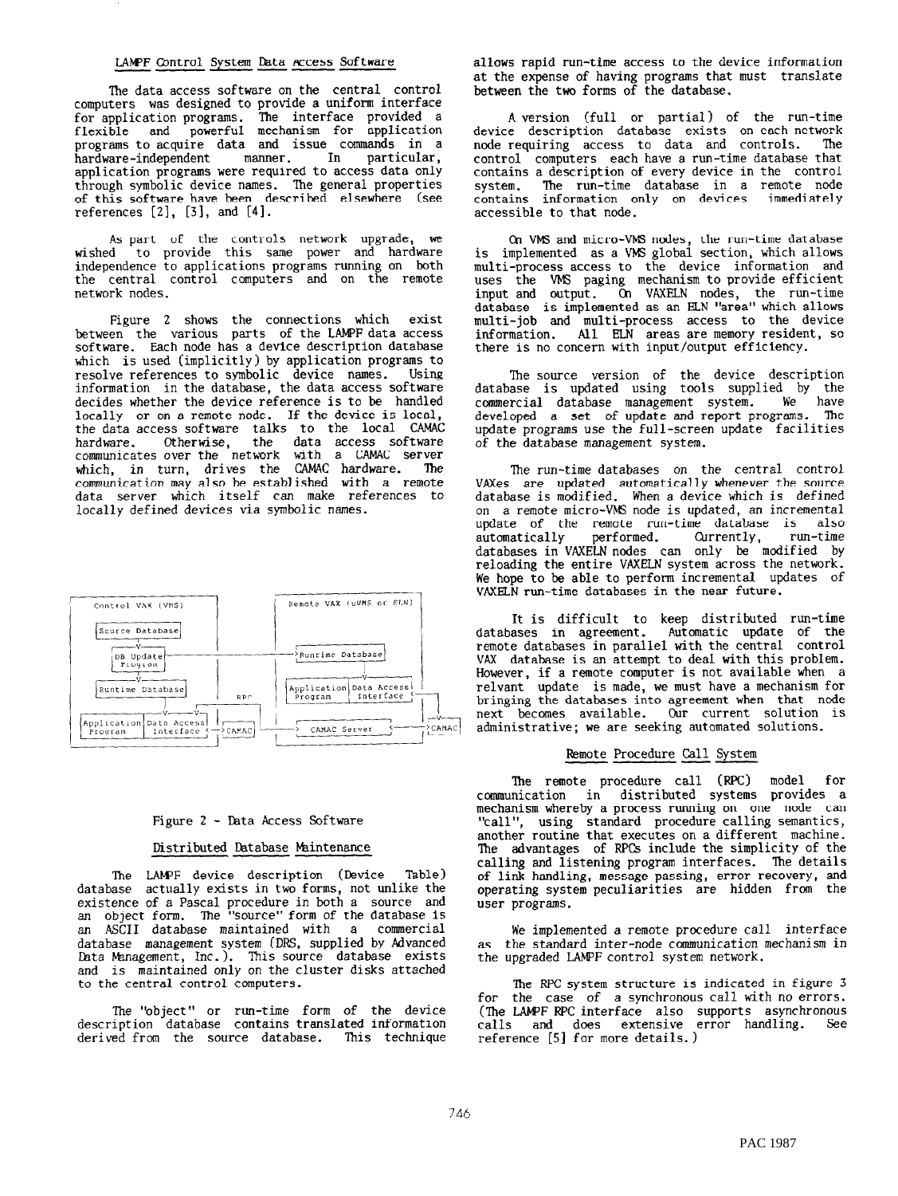### LAMPF Control System Data Access Software

The data access software on the central control computers was designed to provide a uniform interface for application programs. The interface provided a flexible and powerful mechanism for application programs to acquire data and issue commands in a hardware-independent manner. In particular, application programs were required to access data only through symbolic device names. The general properties of this software have been described elsewhere (see references [2], [3], and [4].

As part of the controls network upgrade, we wished to provide this same power and hardware independence to applications programs running on both the central control computers and on the remote network nodes.

Figure 2 shows the connections which exist between the various parts of the LAMPF data access software. Each node has a device description database which is used (implicitly) by application programs to resolve references to symbolic device names. Using information in the database, the data access software decides whether the device reference is to be handled locally or on a remote node. If the device is local, the data access software talks to the local CAMAC hardware. Otherwise, the data access software communicates over the network with a CAMAC server which, in turn, drives the CAMAC hardware. The communication may also be established with a remote data server which itself can make references to locally defined devices via symbolic names.

```
 Control VAX (VMS)                        Remote VAX (uVMS or ELN)

 [Source Database]
        |
 [DB Update Program]--------------------->[Runtime Database]
        |                                        |
 [Runtime Database]          RPC          [Application Program][Data Access Interface]
        |                                                              |
 [Application Program][Data Access Interface]-->[CAMAC]-->[CAMAC Server]-->[CAMAC]
```

Figure 2 - Data Access Software

### Distributed Database Maintenance

The LAMPF device description (Device Table) database actually exists in two forms, not unlike the existence of a Pascal procedure in both a source and an object form. The "source" form of the database is an ASCII database maintained with a commercial database management system (DRS, supplied by Advanced Data Management, Inc.). This source database exists and is maintained only on the cluster disks attached to the central control computers.

The "object" or run-time form of the device description database contains translated information derived from the source database. This technique allows rapid run-time access to the device information at the expense of having programs that must translate between the two forms of the database.

A version (full or partial) of the run-time device description database exists on each network node requiring access to data and controls. The control computers each have a run-time database that contains a description of every device in the control system. The run-time database in a remote node contains information only on devices immediately accessible to that node.

On VMS and micro-VMS nodes, the run-time database is implemented as a VMS global section, which allows multi-process access to the device information and uses the VMS paging mechanism to provide efficient input and output. On VAXELN nodes, the run-time database is implemented as an ELN "area" which allows multi-job and multi-process access to the device information. All ELN areas are memory resident, so there is no concern with input/output efficiency.

The source version of the device description database is updated using tools supplied by the commercial database management system. We have developed a set of update and report programs. The update programs use the full-screen update facilities of the database management system.

The run-time databases on the central control VAXes are updated automatically whenever the source database is modified. When a device which is defined on a remote micro-VMS node is updated, an incremental update of the remote run-time database is also automatically performed. Currently, run-time databases in VAXELN nodes can only be modified by reloading the entire VAXELN system across the network. We hope to be able to perform incremental updates of VAXELN run-time databases in the near future.

It is difficult to keep distributed run-time databases in agreement. Automatic update of the remote databases in parallel with the central control VAX database is an attempt to deal with this problem. However, if a remote computer is not available when a relvant update is made, we must have a mechanism for bringing the databases into agreement when that node next becomes available. Our current solution is administrative; we are seeking automated solutions.

### Remote Procedure Call System

The remote procedure call (RPC) model for communication in distributed systems provides a mechanism whereby a process running on one node can "call", using standard procedure calling semantics, another routine that executes on a different machine. The advantages of RPCs include the simplicity of the calling and listening program interfaces. The details of link handling, message passing, error recovery, and operating system peculiarities are hidden from the user programs.

We implemented a remote procedure call interface as the standard inter-node communication mechanism in the upgraded LAMPF control system network.

The RPC system structure is indicated in figure 3 for the case of a synchronous call with no errors. (The LAMPF RPC interface also supports asynchronous calls and does extensive error handling. See reference [5] for more details.)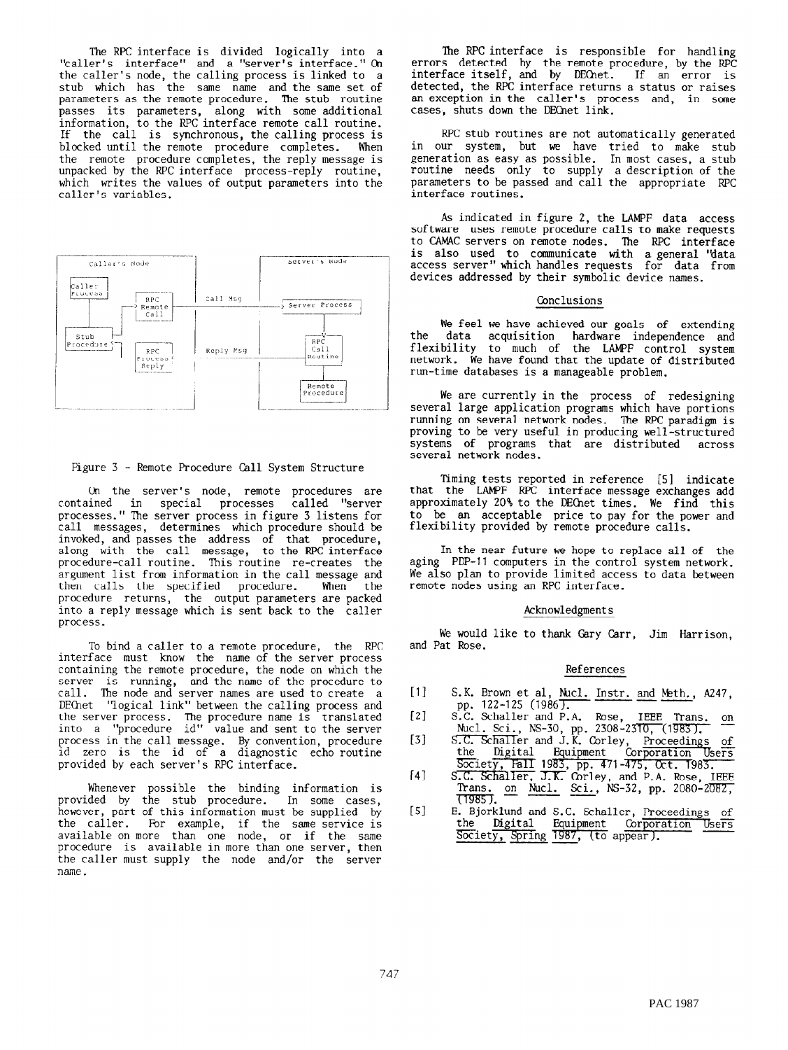The RPC interface is divided logically into a "caller's interface" and a "server's interface." On the caller's node, the calling process is linked to a stub which has the same name and the same set of parameters as the remote procedure. The stub routine passes its parameters, along with some additional information, to the RPC interface remote call routine. If the call is synchronous, the calling process is blocked until the remote procedure completes. When the remote procedure completes, the reply message is unpacked by the RPC interface process-reply routine, which writes the values of output parameters into the caller's variables.

Caller's Node

Caller Process

Stub Procedure

RPC Remote Call

RPC Process Reply

Call Msg

Reply Msg

Server's Node

Server Process

RPC Call Routine

Remote Procedure

Figure 3 - Remote Procedure Call System Structure

On the server's node, remote procedures are contained in special processes called "server processes." The server process in figure 3 listens for call messages, determines which procedure should be invoked, and passes the address of that procedure, along with the call message, to the RPC interface procedure-call routine. This routine re-creates the argument list from information in the call message and then calls the specified procedure. When the procedure returns, the output parameters are packed into a reply message which is sent back to the caller process.

To bind a caller to a remote procedure, the RPC interface must know the name of the server process containing the remote procedure, the node on which the server is running, and the name of the procedure to call. The node and server names are used to create a DECnet "logical link" between the calling process and the server process. The procedure name is translated into a "procedure id" value and sent to the server process in the call message. By convention, procedure id zero is the id of a diagnostic echo routine provided by each server's RPC interface.

Whenever possible the binding information is provided by the stub procedure. In some cases, however, part of this information must be supplied by the caller. For example, if the same service is available on more than one node, or if the same procedure is available in more than one server, then the caller must supply the node and/or the server name.

The RPC interface is responsible for handling errors detected by the remote procedure, by the RPC interface itself, and by DECnet. If an error is detected, the RPC interface returns a status or raises an exception in the caller's process and, in some cases, shuts down the DECnet link.

RPC stub routines are not automatically generated in our system, but we have tried to make stub generation as easy as possible. In most cases, a stub routine needs only to supply a description of the parameters to be passed and call the appropriate RPC interface routines.

As indicated in figure 2, the LAMPF data access software uses remote procedure calls to make requests to CAMAC servers on remote nodes. The RPC interface is also used to communicate with a general "data access server" which handles requests for data from devices addressed by their symbolic device names.

## Conclusions

We feel we have achieved our goals of extending the data acquisition hardware independence and flexibility to much of the LAMPF control system network. We have found that the update of distributed run-time databases is a manageable problem.

We are currently in the process of redesigning several large application programs which have portions running on several network nodes. The RPC paradigm is proving to be very useful in producing well-structured systems of programs that are distributed across several network nodes.

Timing tests reported in reference [5] indicate that the LAMPF RPC interface message exchanges add approximately 20% to the DECnet times. We find this to be an acceptable price to pay for the power and flexibility provided by remote procedure calls.

In the near future we hope to replace all of the aging PDP-11 computers in the control system network. We also plan to provide limited access to data between remote nodes using an RPC interface.

## Acknowledgments

We would like to thank Gary Carr, Jim Harrison, and Pat Rose.

## References

[1] S.K. Brown et al, Nucl. Instr. and Meth., A247, pp. 122-125 (1986).

[2] S.C. Schaller and P.A. Rose, IEEE Trans. on Nucl. Sci., NS-30, pp. 2308-2310, (1983).

[3] S.C. Schaller and J.K. Corley, Proceedings of the Digital Equipment Corporation Users Society, Fall 1983, pp. 471-475, Oct. 1983.

[4] S.C. Schaller, J.K. Corley, and P.A. Rose, IEEE Trans. on Nucl. Sci., NS-32, pp. 2080-2082, (1985).

[5] E. Bjorklund and S.C. Schaller, Proceedings of the Digital Equipment Corporation Users Society, Spring 1987, (to appear).